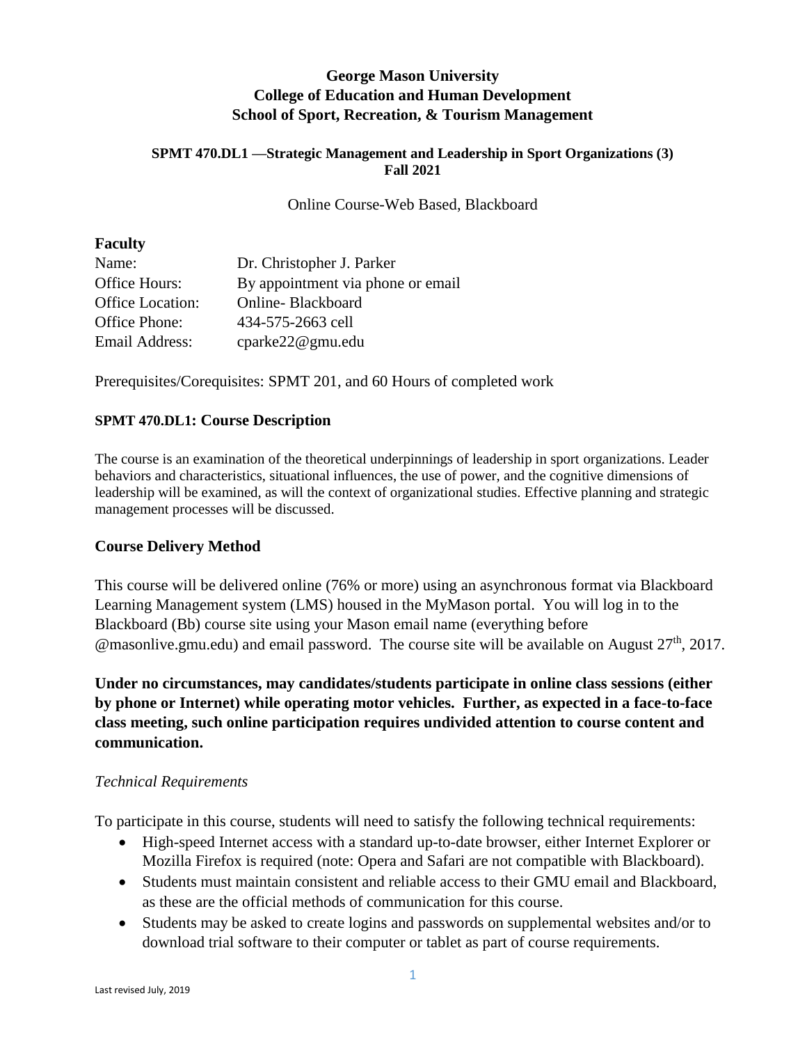# George Mason University
# College of Education and Human Development
# School of Sport, Recreation, & Tourism Management

### SPMT 470.DL1 —Strategic Management and Leadership in Sport Organizations (3)
### Fall 2021

Online Course-Web Based, Blackboard

## Faculty

| | |
|---|---|
| Name: | Dr. Christopher J. Parker |
| Office Hours: | By appointment via phone or email |
| Office Location: | Online- Blackboard |
| Office Phone: | 434-575-2663 cell |
| Email Address: | cparke22@gmu.edu |

Prerequisites/Corequisites: SPMT 201, and 60 Hours of completed work

## SPMT 470.DL1: Course Description

The course is an examination of the theoretical underpinnings of leadership in sport organizations. Leader behaviors and characteristics, situational influences, the use of power, and the cognitive dimensions of leadership will be examined, as will the context of organizational studies. Effective planning and strategic management processes will be discussed.

## Course Delivery Method

This course will be delivered online (76% or more) using an asynchronous format via Blackboard Learning Management system (LMS) housed in the MyMason portal. You will log in to the Blackboard (Bb) course site using your Mason email name (everything before @masonlive.gmu.edu) and email password. The course site will be available on August 27th, 2017.

**Under no circumstances, may candidates/students participate in online class sessions (either by phone or Internet) while operating motor vehicles. Further, as expected in a face-to-face class meeting, such online participation requires undivided attention to course content and communication.**

*Technical Requirements*

To participate in this course, students will need to satisfy the following technical requirements:

- High-speed Internet access with a standard up-to-date browser, either Internet Explorer or Mozilla Firefox is required (note: Opera and Safari are not compatible with Blackboard).
- Students must maintain consistent and reliable access to their GMU email and Blackboard, as these are the official methods of communication for this course.
- Students may be asked to create logins and passwords on supplemental websites and/or to download trial software to their computer or tablet as part of course requirements.

Last revised July, 2019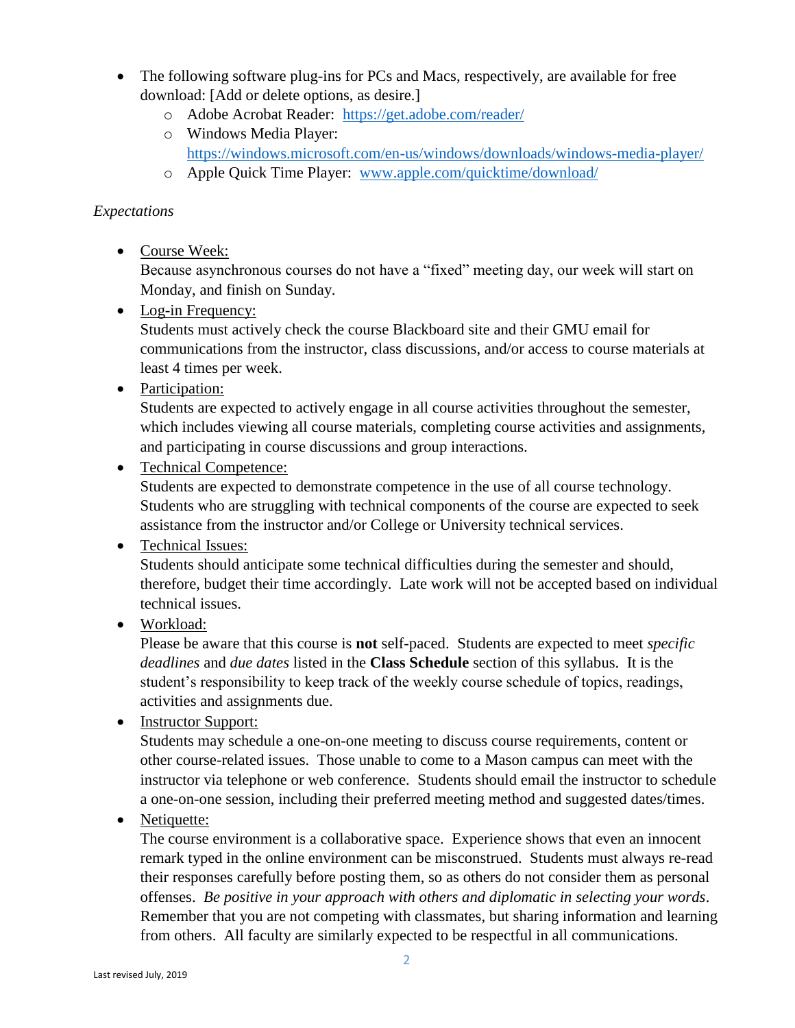- The following software plug-ins for PCs and Macs, respectively, are available for free download: [Add or delete options, as desire.]
  - Adobe Acrobat Reader: https://get.adobe.com/reader/
  - Windows Media Player: https://windows.microsoft.com/en-us/windows/downloads/windows-media-player/
  - Apple Quick Time Player: www.apple.com/quicktime/download/

*Expectations*

- Course Week:
  Because asynchronous courses do not have a "fixed" meeting day, our week will start on Monday, and finish on Sunday.
- Log-in Frequency:
  Students must actively check the course Blackboard site and their GMU email for communications from the instructor, class discussions, and/or access to course materials at least 4 times per week.
- Participation:
  Students are expected to actively engage in all course activities throughout the semester, which includes viewing all course materials, completing course activities and assignments, and participating in course discussions and group interactions.
- Technical Competence:
  Students are expected to demonstrate competence in the use of all course technology. Students who are struggling with technical components of the course are expected to seek assistance from the instructor and/or College or University technical services.
- Technical Issues:
  Students should anticipate some technical difficulties during the semester and should, therefore, budget their time accordingly. Late work will not be accepted based on individual technical issues.
- Workload:
  Please be aware that this course is **not** self-paced. Students are expected to meet *specific deadlines* and *due dates* listed in the **Class Schedule** section of this syllabus. It is the student's responsibility to keep track of the weekly course schedule of topics, readings, activities and assignments due.
- Instructor Support:
  Students may schedule a one-on-one meeting to discuss course requirements, content or other course-related issues. Those unable to come to a Mason campus can meet with the instructor via telephone or web conference. Students should email the instructor to schedule a one-on-one session, including their preferred meeting method and suggested dates/times.
- Netiquette:
  The course environment is a collaborative space. Experience shows that even an innocent remark typed in the online environment can be misconstrued. Students must always re-read their responses carefully before posting them, so as others do not consider them as personal offenses. *Be positive in your approach with others and diplomatic in selecting your words*. Remember that you are not competing with classmates, but sharing information and learning from others. All faculty are similarly expected to be respectful in all communications.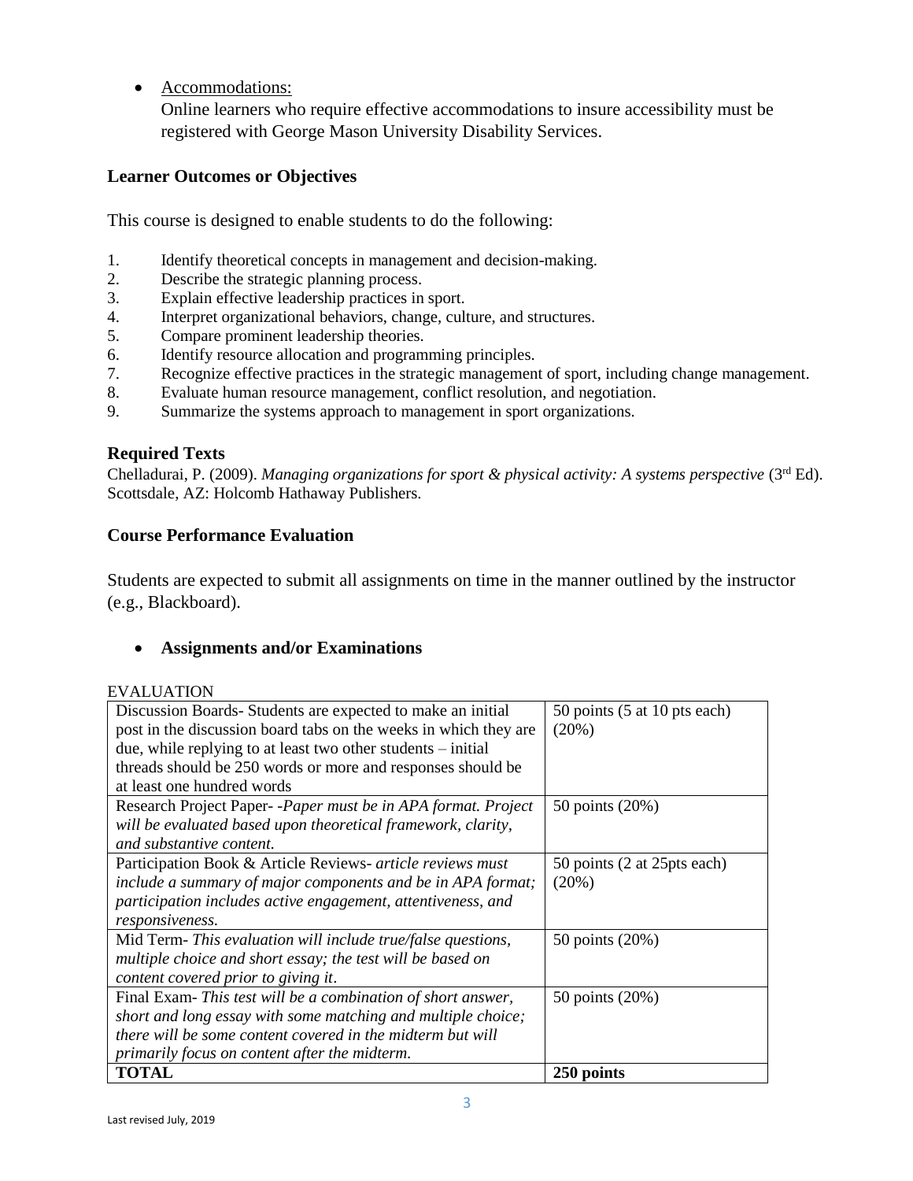- Accommodations:
  Online learners who require effective accommodations to insure accessibility must be registered with George Mason University Disability Services.

## Learner Outcomes or Objectives

This course is designed to enable students to do the following:

1. Identify theoretical concepts in management and decision-making.
2. Describe the strategic planning process.
3. Explain effective leadership practices in sport.
4. Interpret organizational behaviors, change, culture, and structures.
5. Compare prominent leadership theories.
6. Identify resource allocation and programming principles.
7. Recognize effective practices in the strategic management of sport, including change management.
8. Evaluate human resource management, conflict resolution, and negotiation.
9. Summarize the systems approach to management in sport organizations.

## Required Texts

Chelladurai, P. (2009). *Managing organizations for sport & physical activity: A systems perspective* (3rd Ed). Scottsdale, AZ: Holcomb Hathaway Publishers.

## Course Performance Evaluation

Students are expected to submit all assignments on time in the manner outlined by the instructor (e.g., Blackboard).

- **Assignments and/or Examinations**

EVALUATION

| | |
|---|---|
| Discussion Boards- Students are expected to make an initial post in the discussion board tabs on the weeks in which they are due, while replying to at least two other students – initial threads should be 250 words or more and responses should be at least one hundred words | 50 points (5 at 10 pts each) (20%) |
| Research Project Paper- -*Paper must be in APA format. Project will be evaluated based upon theoretical framework, clarity, and substantive content.* | 50 points (20%) |
| Participation Book & Article Reviews- *article reviews must include a summary of major components and be in APA format; participation includes active engagement, attentiveness, and responsiveness.* | 50 points (2 at 25pts each) (20%) |
| Mid Term- *This evaluation will include true/false questions, multiple choice and short essay; the test will be based on content covered prior to giving it*. | 50 points (20%) |
| Final Exam- *This test will be a combination of short answer, short and long essay with some matching and multiple choice; there will be some content covered in the midterm but will primarily focus on content after the midterm.* | 50 points (20%) |
| **TOTAL** | **250 points** |

Last revised July, 2019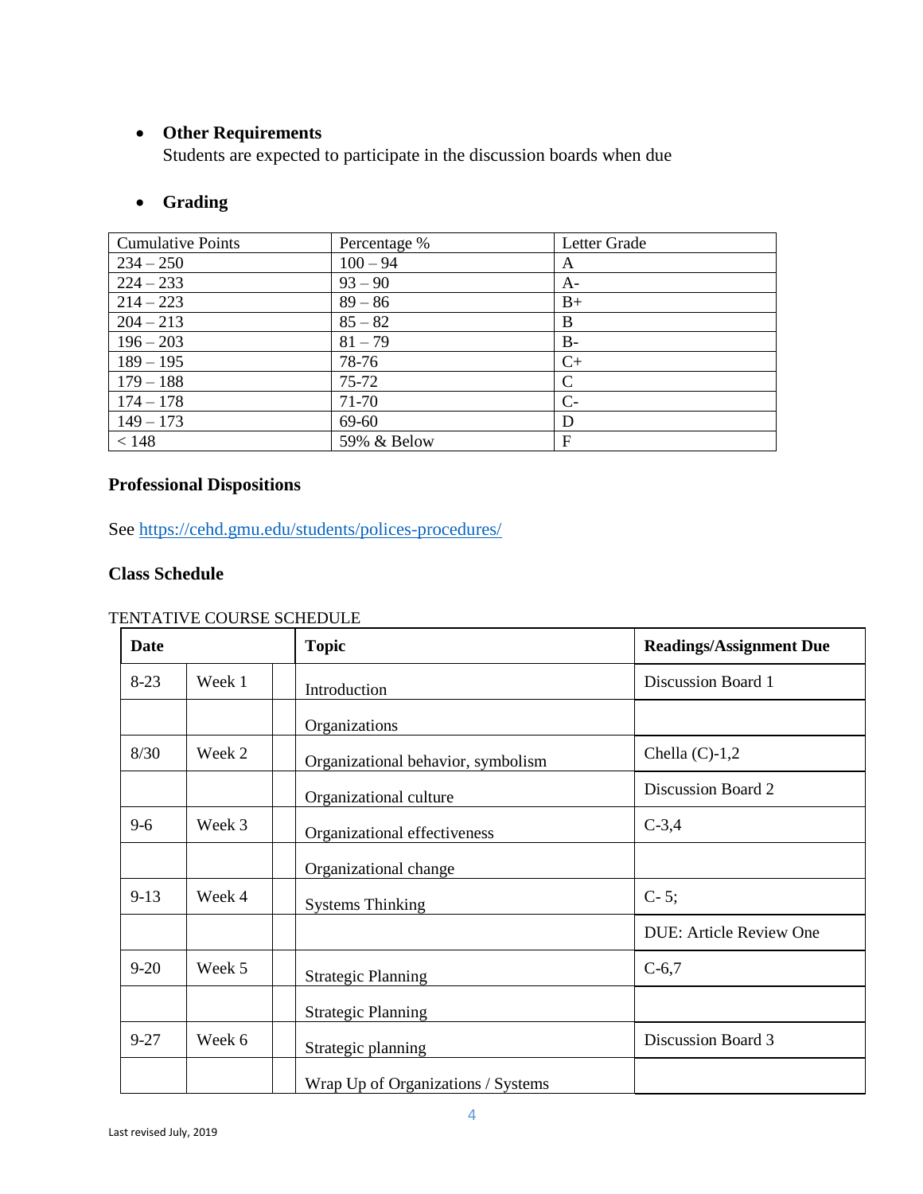- **Other Requirements**
  Students are expected to participate in the discussion boards when due

- **Grading**

| Cumulative Points | Percentage % | Letter Grade |
|---|---|---|
| 234 – 250 | 100 – 94 | A |
| 224 – 233 | 93 – 90 | A- |
| 214 – 223 | 89 – 86 | B+ |
| 204 – 213 | 85 – 82 | B |
| 196 – 203 | 81 – 79 | B- |
| 189 – 195 | 78-76 | C+ |
| 179 – 188 | 75-72 | C |
| 174 – 178 | 71-70 | C- |
| 149 – 173 | 69-60 | D |
| < 148 | 59% & Below | F |

## Professional Dispositions

See https://cehd.gmu.edu/students/polices-procedures/

## Class Schedule

TENTATIVE COURSE SCHEDULE

| Date | | | Topic | Readings/Assignment Due |
|---|---|---|---|---|
| 8-23 | Week 1 | | Introduction | Discussion Board 1 |
| | | | Organizations | |
| 8/30 | Week 2 | | Organizational behavior, symbolism | Chella (C)-1,2 |
| | | | Organizational culture | Discussion Board 2 |
| 9-6 | Week 3 | | Organizational effectiveness | C-3,4 |
| | | | Organizational change | |
| 9-13 | Week 4 | | Systems Thinking | C- 5; |
| | | | | DUE: Article Review One |
| 9-20 | Week 5 | | Strategic Planning | C-6,7 |
| | | | Strategic Planning | |
| 9-27 | Week 6 | | Strategic planning | Discussion Board 3 |
| | | | Wrap Up of Organizations / Systems | |

Last revised July, 2019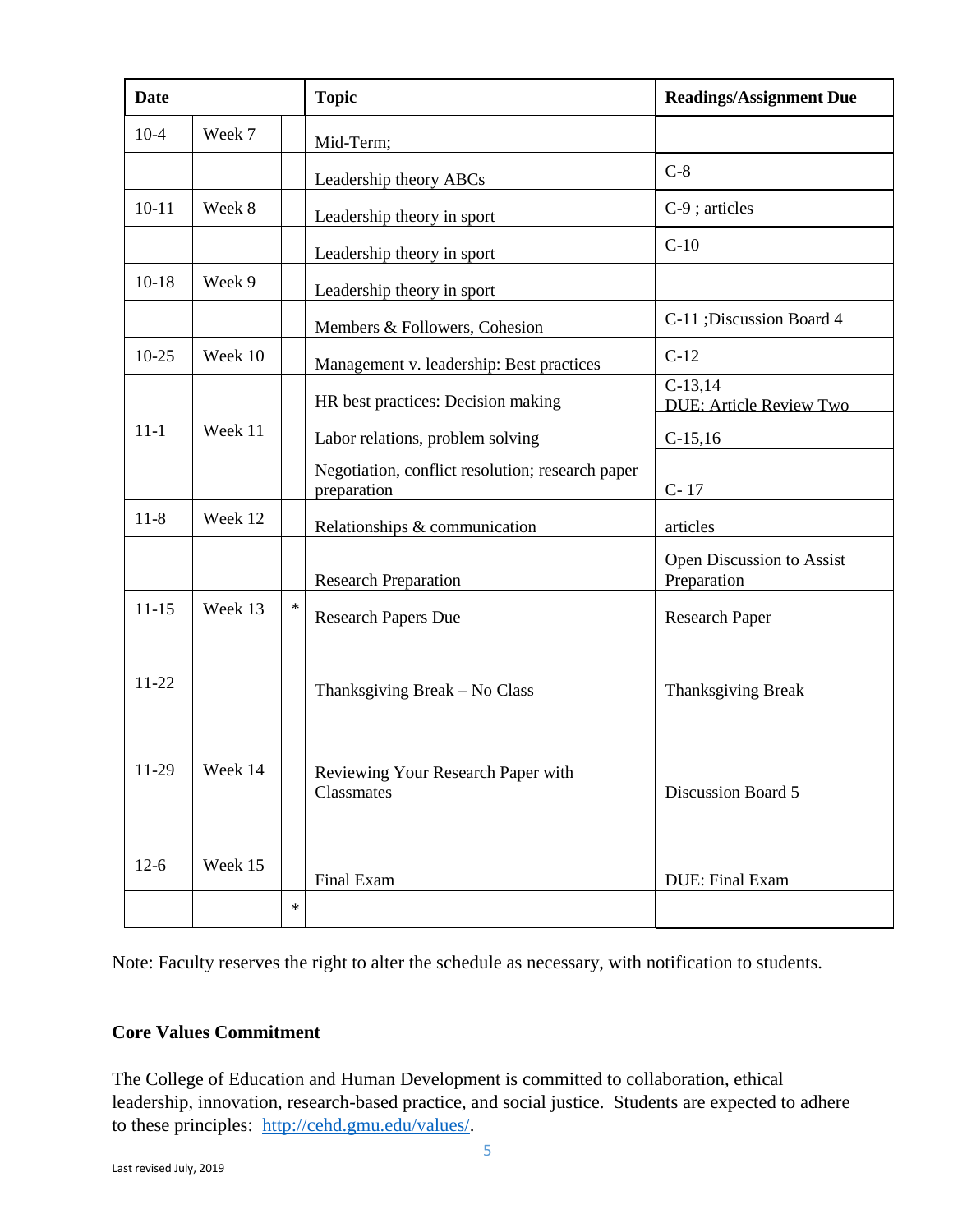| Date | | | Topic | Readings/Assignment Due |
|---|---|---|---|---|
| 10-4 | Week 7 | | Mid-Term; | |
| | | | Leadership theory ABCs | C-8 |
| 10-11 | Week 8 | | Leadership theory in sport | C-9 ; articles |
| | | | Leadership theory in sport | C-10 |
| 10-18 | Week 9 | | Leadership theory in sport | |
| | | | Members & Followers, Cohesion | C-11 ;Discussion Board 4 |
| 10-25 | Week 10 | | Management v. leadership: Best practices | C-12 |
| | | | HR best practices: Decision making | C-13,14 <br> DUE: Article Review Two |
| 11-1 | Week 11 | | Labor relations, problem solving | C-15,16 |
| | | | Negotiation, conflict resolution; research paper preparation | C- 17 |
| 11-8 | Week 12 | | Relationships & communication | articles |
| | | | Research Preparation | Open Discussion to Assist Preparation |
| 11-15 | Week 13 | * | Research Papers Due | Research Paper |
| | | | | |
| 11-22 | | | Thanksgiving Break – No Class | Thanksgiving Break |
| | | | | |
| 11-29 | Week 14 | | Reviewing Your Research Paper with Classmates | Discussion Board 5 |
| | | | | |
| 12-6 | Week 15 | | Final Exam | DUE: Final Exam |
| | | * | | |

Note: Faculty reserves the right to alter the schedule as necessary, with notification to students.

**Core Values Commitment**

The College of Education and Human Development is committed to collaboration, ethical leadership, innovation, research-based practice, and social justice. Students are expected to adhere to these principles: http://cehd.gmu.edu/values/.

Last revised July, 2019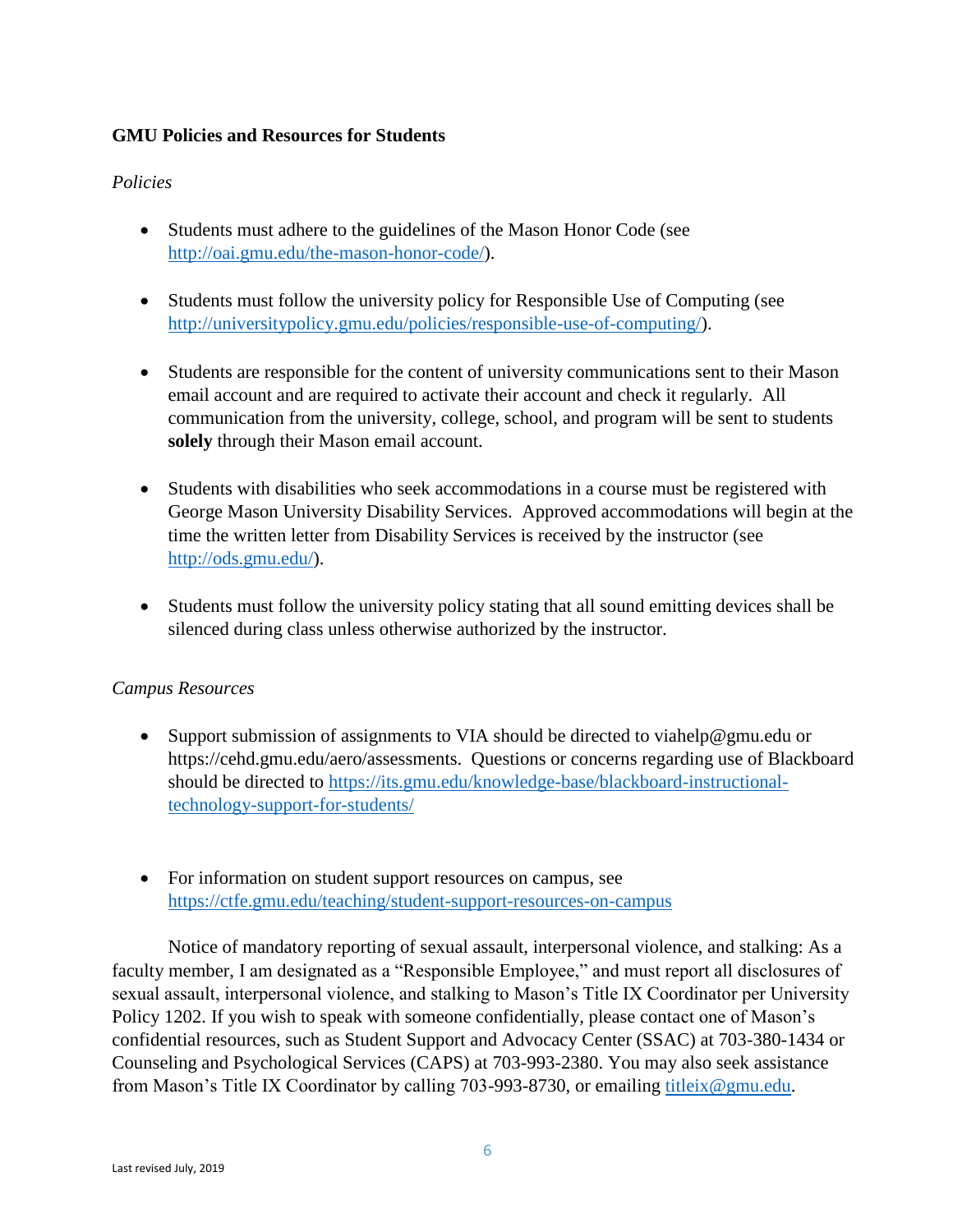**GMU Policies and Resources for Students**

*Policies*

- Students must adhere to the guidelines of the Mason Honor Code (see http://oai.gmu.edu/the-mason-honor-code/).

- Students must follow the university policy for Responsible Use of Computing (see http://universitypolicy.gmu.edu/policies/responsible-use-of-computing/).

- Students are responsible for the content of university communications sent to their Mason email account and are required to activate their account and check it regularly. All communication from the university, college, school, and program will be sent to students **solely** through their Mason email account.

- Students with disabilities who seek accommodations in a course must be registered with George Mason University Disability Services. Approved accommodations will begin at the time the written letter from Disability Services is received by the instructor (see http://ods.gmu.edu/).

- Students must follow the university policy stating that all sound emitting devices shall be silenced during class unless otherwise authorized by the instructor.

*Campus Resources*

- Support submission of assignments to VIA should be directed to viahelp@gmu.edu or https://cehd.gmu.edu/aero/assessments. Questions or concerns regarding use of Blackboard should be directed to https://its.gmu.edu/knowledge-base/blackboard-instructional-technology-support-for-students/

- For information on student support resources on campus, see https://ctfe.gmu.edu/teaching/student-support-resources-on-campus

Notice of mandatory reporting of sexual assault, interpersonal violence, and stalking: As a faculty member, I am designated as a "Responsible Employee," and must report all disclosures of sexual assault, interpersonal violence, and stalking to Mason's Title IX Coordinator per University Policy 1202. If you wish to speak with someone confidentially, please contact one of Mason's confidential resources, such as Student Support and Advocacy Center (SSAC) at 703-380-1434 or Counseling and Psychological Services (CAPS) at 703-993-2380. You may also seek assistance from Mason's Title IX Coordinator by calling 703-993-8730, or emailing titleix@gmu.edu.

Last revised July, 2019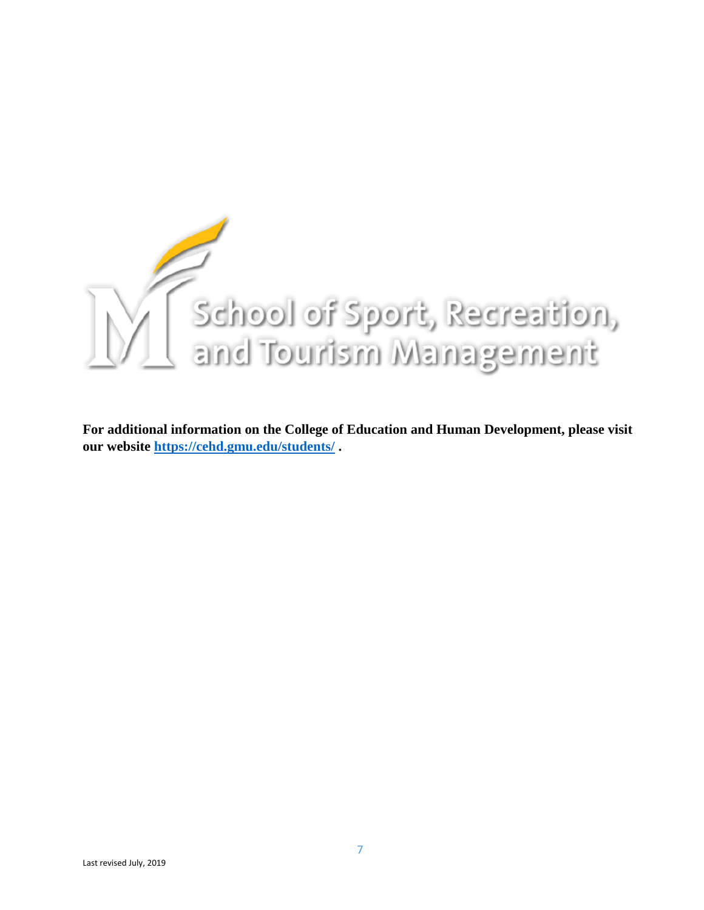School of Sport, Recreation, and Tourism Management

**For additional information on the College of Education and Human Development, please visit our website [https://cehd.gmu.edu/students/](https://cehd.gmu.edu/students/) .**

Last revised July, 2019